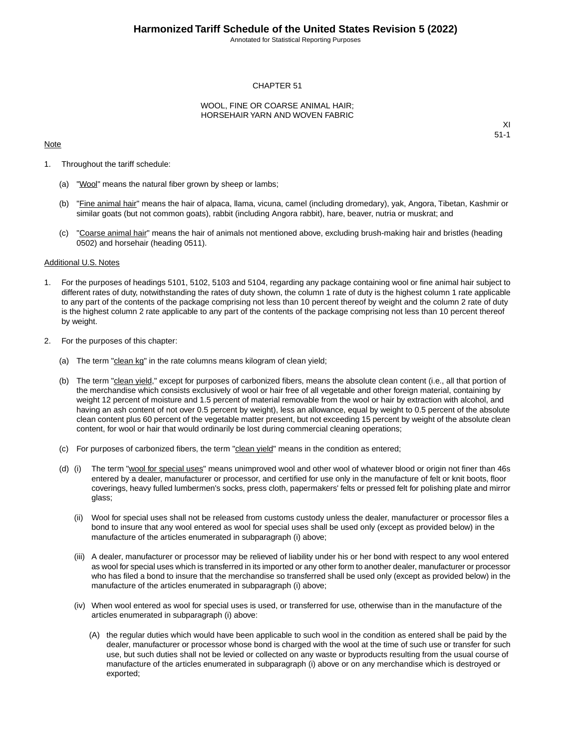# CHAPTER 51

## WOOL, FINE OR COARSE ANIMAL HAIR; HORSEHAIR YARN AND WOVEN FABRIC

XI
51-1

Note

1. Throughout the tariff schedule:

   (a) "Wool" means the natural fiber grown by sheep or lambs;

   (b) "Fine animal hair" means the hair of alpaca, llama, vicuna, camel (including dromedary), yak, Angora, Tibetan, Kashmir or similar goats (but not common goats), rabbit (including Angora rabbit), hare, beaver, nutria or muskrat; and

   (c) "Coarse animal hair" means the hair of animals not mentioned above, excluding brush-making hair and bristles (heading 0502) and horsehair (heading 0511).

Additional U.S. Notes

1. For the purposes of headings 5101, 5102, 5103 and 5104, regarding any package containing wool or fine animal hair subject to different rates of duty, notwithstanding the rates of duty shown, the column 1 rate of duty is the highest column 1 rate applicable to any part of the contents of the package comprising not less than 10 percent thereof by weight and the column 2 rate of duty is the highest column 2 rate applicable to any part of the contents of the package comprising not less than 10 percent thereof by weight.

2. For the purposes of this chapter:

   (a) The term "clean kg" in the rate columns means kilogram of clean yield;

   (b) The term "clean yield," except for purposes of carbonized fibers, means the absolute clean content (i.e., all that portion of the merchandise which consists exclusively of wool or hair free of all vegetable and other foreign material, containing by weight 12 percent of moisture and 1.5 percent of material removable from the wool or hair by extraction with alcohol, and having an ash content of not over 0.5 percent by weight), less an allowance, equal by weight to 0.5 percent of the absolute clean content plus 60 percent of the vegetable matter present, but not exceeding 15 percent by weight of the absolute clean content, for wool or hair that would ordinarily be lost during commercial cleaning operations;

   (c) For purposes of carbonized fibers, the term "clean yield" means in the condition as entered;

   (d) (i) The term "wool for special uses" means unimproved wool and other wool of whatever blood or origin not finer than 46s entered by a dealer, manufacturer or processor, and certified for use only in the manufacture of felt or knit boots, floor coverings, heavy fulled lumbermen's socks, press cloth, papermakers' felts or pressed felt for polishing plate and mirror glass;

      (ii) Wool for special uses shall not be released from customs custody unless the dealer, manufacturer or processor files a bond to insure that any wool entered as wool for special uses shall be used only (except as provided below) in the manufacture of the articles enumerated in subparagraph (i) above;

      (iii) A dealer, manufacturer or processor may be relieved of liability under his or her bond with respect to any wool entered as wool for special uses which is transferred in its imported or any other form to another dealer, manufacturer or processor who has filed a bond to insure that the merchandise so transferred shall be used only (except as provided below) in the manufacture of the articles enumerated in subparagraph (i) above;

      (iv) When wool entered as wool for special uses is used, or transferred for use, otherwise than in the manufacture of the articles enumerated in subparagraph (i) above:

         (A) the regular duties which would have been applicable to such wool in the condition as entered shall be paid by the dealer, manufacturer or processor whose bond is charged with the wool at the time of such use or transfer for such use, but such duties shall not be levied or collected on any waste or byproducts resulting from the usual course of manufacture of the articles enumerated in subparagraph (i) above or on any merchandise which is destroyed or exported;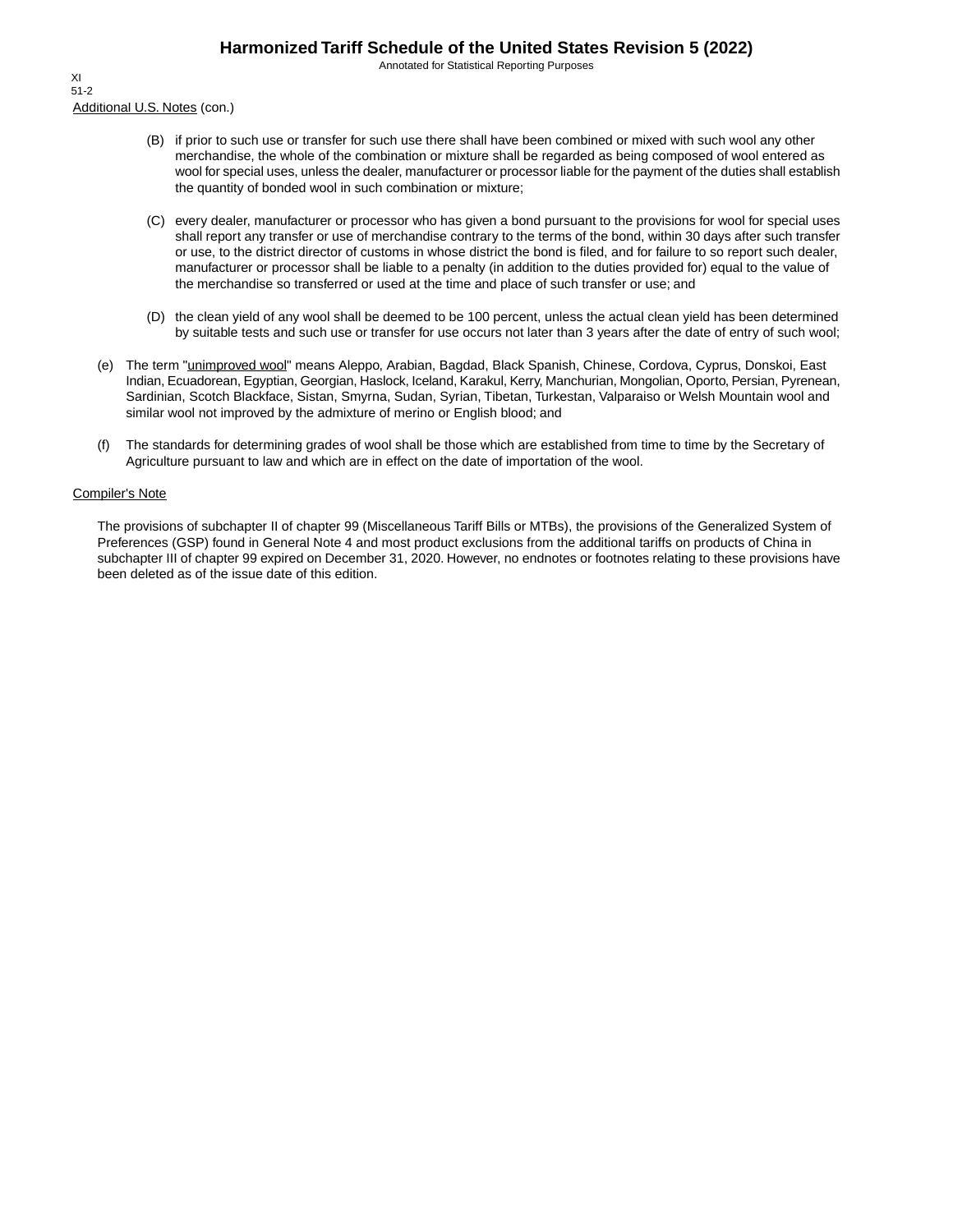XI
51-2

Additional U.S. Notes (con.)

(B) if prior to such use or transfer for such use there shall have been combined or mixed with such wool any other merchandise, the whole of the combination or mixture shall be regarded as being composed of wool entered as wool for special uses, unless the dealer, manufacturer or processor liable for the payment of the duties shall establish the quantity of bonded wool in such combination or mixture;

(C) every dealer, manufacturer or processor who has given a bond pursuant to the provisions for wool for special uses shall report any transfer or use of merchandise contrary to the terms of the bond, within 30 days after such transfer or use, to the district director of customs in whose district the bond is filed, and for failure to so report such dealer, manufacturer or processor shall be liable to a penalty (in addition to the duties provided for) equal to the value of the merchandise so transferred or used at the time and place of such transfer or use; and

(D) the clean yield of any wool shall be deemed to be 100 percent, unless the actual clean yield has been determined by suitable tests and such use or transfer for use occurs not later than 3 years after the date of entry of such wool;

(e) The term "unimproved wool" means Aleppo, Arabian, Bagdad, Black Spanish, Chinese, Cordova, Cyprus, Donskoi, East Indian, Ecuadorean, Egyptian, Georgian, Haslock, Iceland, Karakul, Kerry, Manchurian, Mongolian, Oporto, Persian, Pyrenean, Sardinian, Scotch Blackface, Sistan, Smyrna, Sudan, Syrian, Tibetan, Turkestan, Valparaiso or Welsh Mountain wool and similar wool not improved by the admixture of merino or English blood; and

(f) The standards for determining grades of wool shall be those which are established from time to time by the Secretary of Agriculture pursuant to law and which are in effect on the date of importation of the wool.

Compiler's Note

The provisions of subchapter II of chapter 99 (Miscellaneous Tariff Bills or MTBs), the provisions of the Generalized System of Preferences (GSP) found in General Note 4 and most product exclusions from the additional tariffs on products of China in subchapter III of chapter 99 expired on December 31, 2020. However, no endnotes or footnotes relating to these provisions have been deleted as of the issue date of this edition.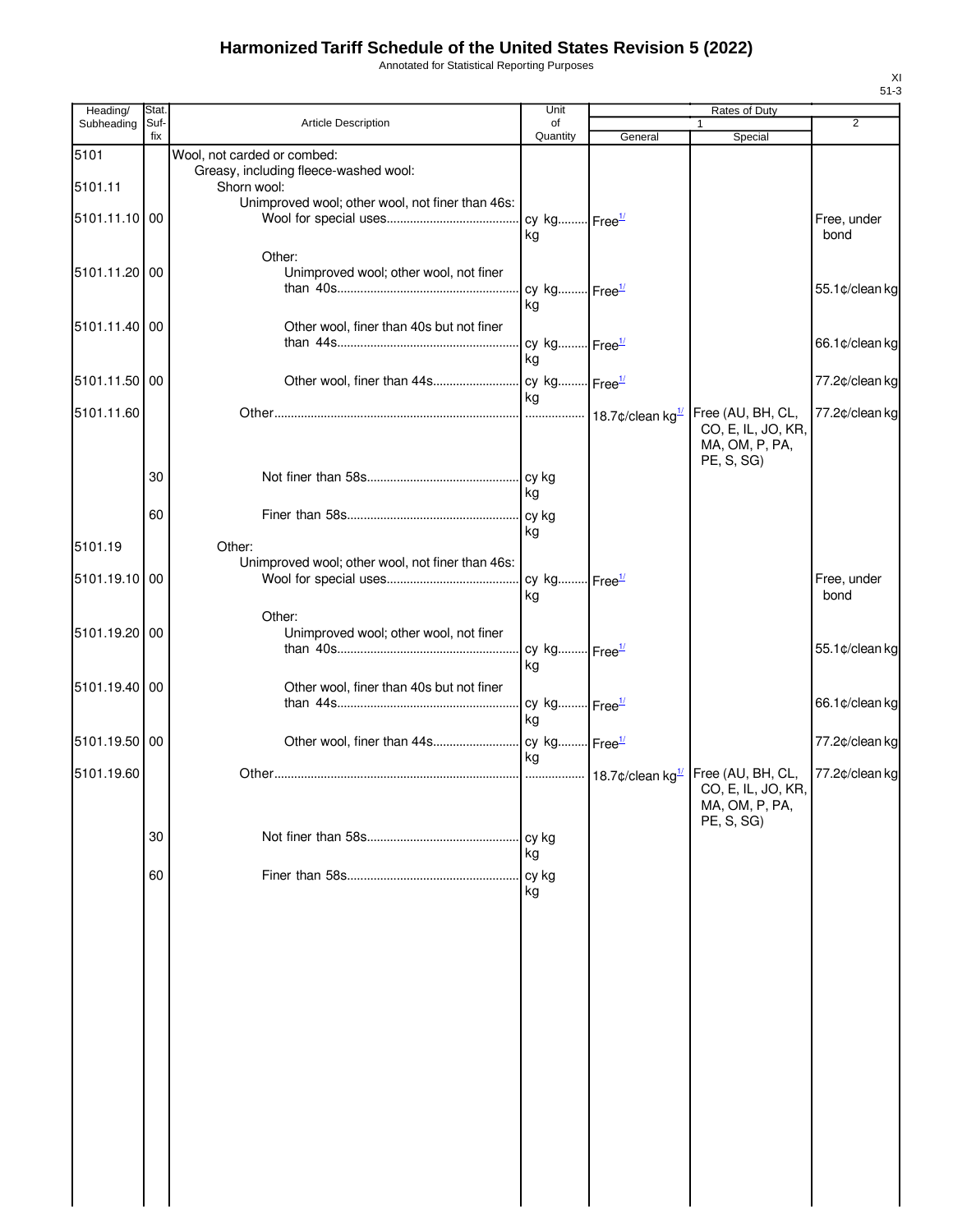# Harmonized Tariff Schedule of the United States Revision 5 (2022)

Annotated for Statistical Reporting Purposes

XI
51-3

| Heading/ Subheading | Stat. Suf- fix | Article Description | Unit of Quantity | Rates of Duty 1 General | Special | 2 |
|---|---|---|---|---|---|---|
| 5101 | | Wool, not carded or combed: | | | | |
| | | Greasy, including fleece-washed wool: | | | | |
| 5101.11 | | Shorn wool: | | | | |
| | | Unimproved wool; other wool, not finer than 46s: | | | | |
| 5101.11.10 | 00 | Wool for special uses | cy kg kg | Free[1/] | | Free, under bond |
| | | Other: | | | | |
| 5101.11.20 | 00 | Unimproved wool; other wool, not finer than 40s | cy kg kg | Free[1/] | | 55.1¢/clean kg |
| 5101.11.40 | 00 | Other wool, finer than 40s but not finer than 44s | cy kg kg | Free[1/] | | 66.1¢/clean kg |
| 5101.11.50 | 00 | Other wool, finer than 44s | cy kg kg | Free[1/] | | 77.2¢/clean kg |
| 5101.11.60 | | Other | | 18.7¢/clean kg[1/] | Free (AU, BH, CL, CO, E, IL, JO, KR, MA, OM, P, PA, PE, S, SG) | 77.2¢/clean kg |
| | 30 | Not finer than 58s | cy kg kg | | | |
| | 60 | Finer than 58s | cy kg kg | | | |
| 5101.19 | | Other: | | | | |
| | | Unimproved wool; other wool, not finer than 46s: | | | | |
| 5101.19.10 | 00 | Wool for special uses | cy kg kg | Free[1/] | | Free, under bond |
| | | Other: | | | | |
| 5101.19.20 | 00 | Unimproved wool; other wool, not finer than 40s | cy kg kg | Free[1/] | | 55.1¢/clean kg |
| 5101.19.40 | 00 | Other wool, finer than 40s but not finer than 44s | cy kg kg | Free[1/] | | 66.1¢/clean kg |
| 5101.19.50 | 00 | Other wool, finer than 44s | cy kg kg | Free[1/] | | 77.2¢/clean kg |
| 5101.19.60 | | Other | | 18.7¢/clean kg[1/] | Free (AU, BH, CL, CO, E, IL, JO, KR, MA, OM, P, PA, PE, S, SG) | 77.2¢/clean kg |
| | 30 | Not finer than 58s | cy kg kg | | | |
| | 60 | Finer than 58s | cy kg kg | | | |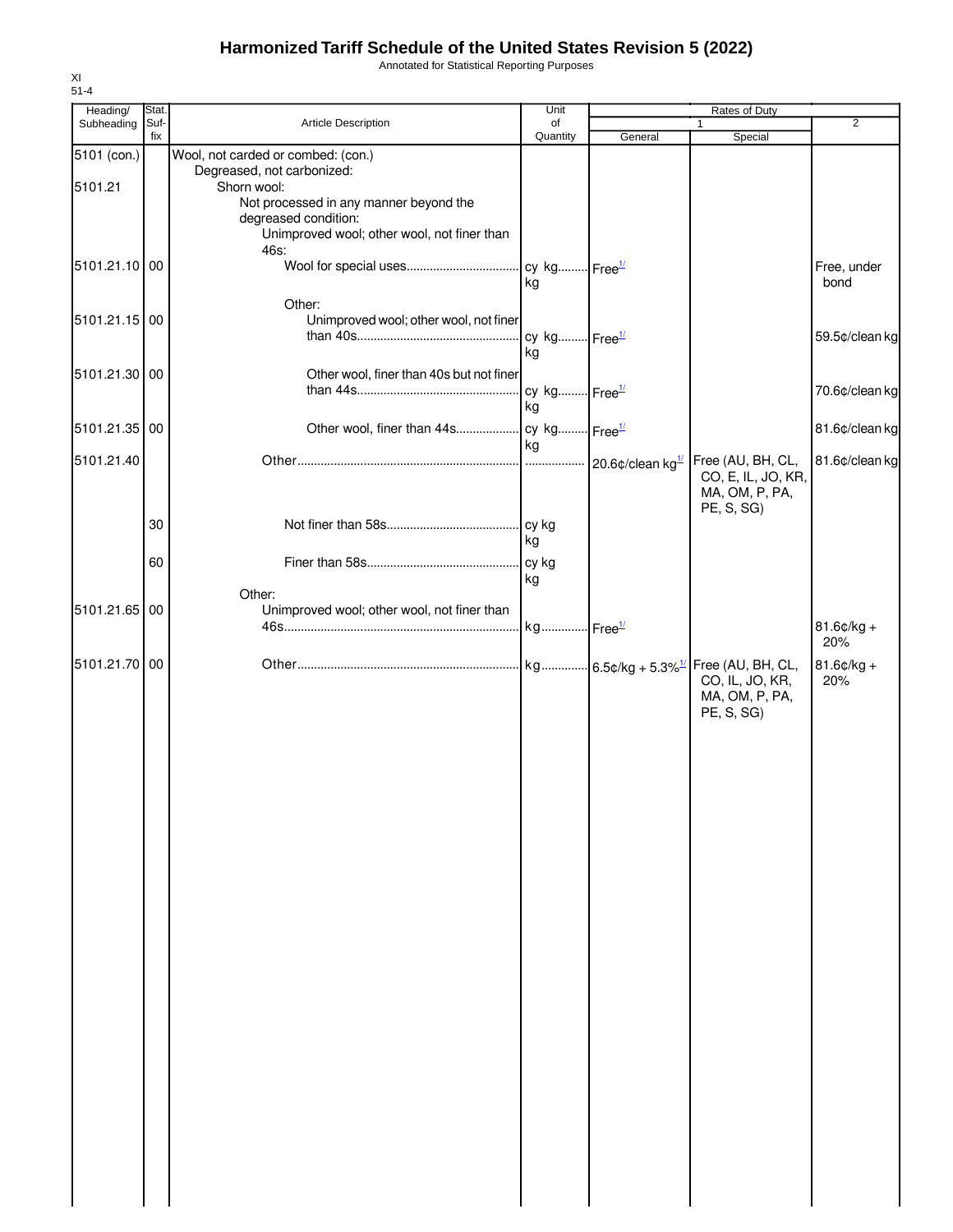# Harmonized Tariff Schedule of the United States Revision 5 (2022)

Annotated for Statistical Reporting Purposes

XI
51-4

| Heading/ Subheading | Stat. Suf-fix | Article Description | Unit of Quantity | Rates of Duty 1 General | Special | 2 |
|---|---|---|---|---|---|---|
| 5101 (con.) | | Wool, not carded or combed: (con.) | | | | |
| | | Degreased, not carbonized: | | | | |
| 5101.21 | | Shorn wool: | | | | |
| | | Not processed in any manner beyond the degreased condition: | | | | |
| | | Unimproved wool; other wool, not finer than 46s: | | | | |
| 5101.21.10 | 00 | Wool for special uses | cy kg kg | Free[1/] | | Free, under bond |
| | | Other: | | | | |
| 5101.21.15 | 00 | Unimproved wool; other wool, not finer than 40s | cy kg kg | Free[1/] | | 59.5¢/clean kg |
| 5101.21.30 | 00 | Other wool, finer than 40s but not finer than 44s | cy kg kg | Free[1/] | | 70.6¢/clean kg |
| 5101.21.35 | 00 | Other wool, finer than 44s | cy kg kg | Free[1/] | | 81.6¢/clean kg |
| 5101.21.40 | | Other | | 20.6¢/clean kg[1/] | Free (AU, BH, CL, CO, E, IL, JO, KR, MA, OM, P, PA, PE, S, SG) | 81.6¢/clean kg |
| | 30 | Not finer than 58s | cy kg kg | | | |
| | 60 | Finer than 58s | cy kg kg | | | |
| | | Other: | | | | |
| 5101.21.65 | 00 | Unimproved wool; other wool, not finer than 46s | kg | Free[1/] | | 81.6¢/kg + 20% |
| 5101.21.70 | 00 | Other | kg | 6.5¢/kg + 5.3%[1/] | Free (AU, BH, CL, CO, IL, JO, KR, MA, OM, P, PA, PE, S, SG) | 81.6¢/kg + 20% |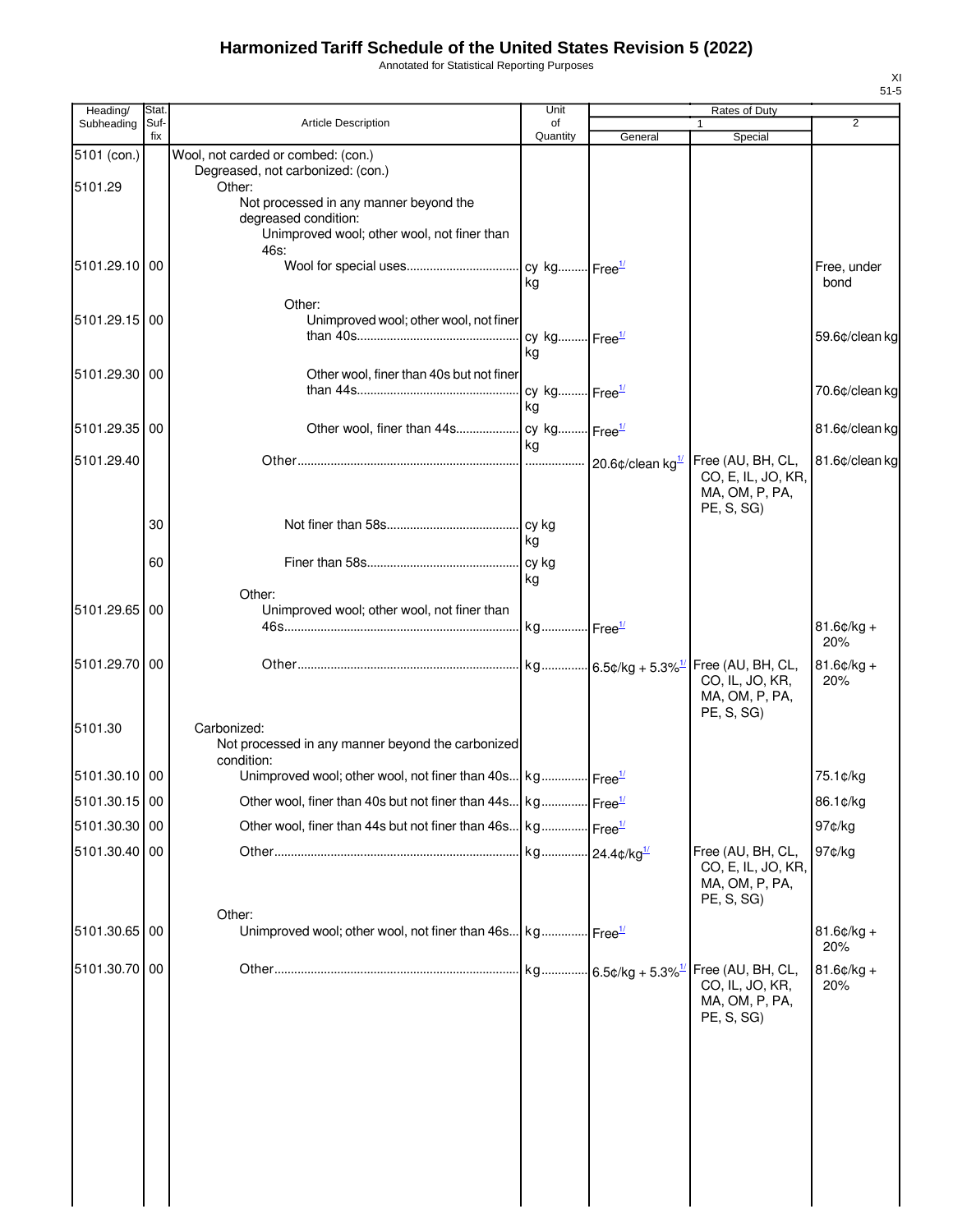# Harmonized Tariff Schedule of the United States Revision 5 (2022)

Annotated for Statistical Reporting Purposes

| Heading/ Subheading | Stat. Suf-fix | Article Description | Unit of Quantity | Rates of Duty 1 General | Special | 2 |
|---|---|---|---|---|---|---|
| 5101 (con.) | | Wool, not carded or combed: (con.) | | | | |
| | | Degreased, not carbonized: (con.) | | | | |
| 5101.29 | | Other: | | | | |
| | | Not processed in any manner beyond the degreased condition: | | | | |
| | | Unimproved wool; other wool, not finer than 46s: | | | | |
| 5101.29.10 | 00 | Wool for special uses | cy kg kg | Free[1/] | | Free, under bond |
| | | Other: | | | | |
| 5101.29.15 | 00 | Unimproved wool; other wool, not finer than 40s | cy kg kg | Free[1/] | | 59.6¢/clean kg |
| 5101.29.30 | 00 | Other wool, finer than 40s but not finer than 44s | cy kg kg | Free[1/] | | 70.6¢/clean kg |
| 5101.29.35 | 00 | Other wool, finer than 44s | cy kg kg | Free[1/] | | 81.6¢/clean kg |
| 5101.29.40 | | Other | | 20.6¢/clean kg[1/] | Free (AU, BH, CL, CO, E, IL, JO, KR, MA, OM, P, PA, PE, S, SG) | 81.6¢/clean kg |
| | 30 | Not finer than 58s | cy kg kg | | | |
| | 60 | Finer than 58s | cy kg kg | | | |
| | | Other: | | | | |
| 5101.29.65 | 00 | Unimproved wool; other wool, not finer than 46s | kg | Free[1/] | | 81.6¢/kg + 20% |
| 5101.29.70 | 00 | Other | kg | 6.5¢/kg + 5.3%[1/] | Free (AU, BH, CL, CO, IL, JO, KR, MA, OM, P, PA, PE, S, SG) | 81.6¢/kg + 20% |
| 5101.30 | | Carbonized: | | | | |
| | | Not processed in any manner beyond the carbonized condition: | | | | |
| 5101.30.10 | 00 | Unimproved wool; other wool, not finer than 40s | kg | Free[1/] | | 75.1¢/kg |
| 5101.30.15 | 00 | Other wool, finer than 40s but not finer than 44s | kg | Free[1/] | | 86.1¢/kg |
| 5101.30.30 | 00 | Other wool, finer than 44s but not finer than 46s | kg | Free[1/] | | 97¢/kg |
| 5101.30.40 | 00 | Other | kg | 24.4¢/kg[1/] | Free (AU, BH, CL, CO, E, IL, JO, KR, MA, OM, P, PA, PE, S, SG) | 97¢/kg |
| | | Other: | | | | |
| 5101.30.65 | 00 | Unimproved wool; other wool, not finer than 46s | kg | Free[1/] | | 81.6¢/kg + 20% |
| 5101.30.70 | 00 | Other | kg | 6.5¢/kg + 5.3%[1/] | Free (AU, BH, CL, CO, IL, JO, KR, MA, OM, P, PA, PE, S, SG) | 81.6¢/kg + 20% |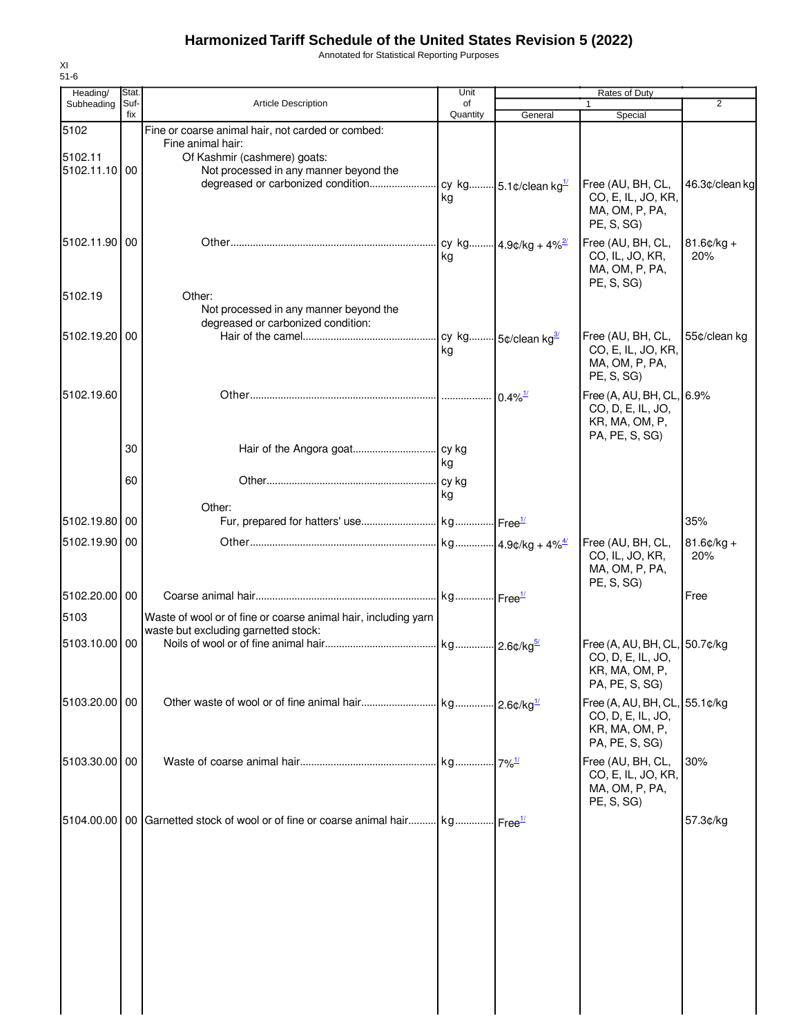# Harmonized Tariff Schedule of the United States Revision 5 (2022)

Annotated for Statistical Reporting Purposes

XI
51-6

| Heading/ Subheading | Stat. Suf- fix | Article Description | Unit of Quantity | Rates of Duty 1 General | Special | 2 |
|---|---|---|---|---|---|---|
| 5102 | | Fine or coarse animal hair, not carded or combed: | | | | |
| | | Fine animal hair: | | | | |
| 5102.11 | | Of Kashmir (cashmere) goats: | | | | |
| 5102.11.10 | 00 | Not processed in any manner beyond the degreased or carbonized condition | cy kg kg | 5.1¢/clean kg[1/] | Free (AU, BH, CL, CO, E, IL, JO, KR, MA, OM, P, PA, PE, S, SG) | 46.3¢/clean kg |
| 5102.11.90 | 00 | Other | cy kg kg | 4.9¢/kg + 4%[2/] | Free (AU, BH, CL, CO, IL, JO, KR, MA, OM, P, PA, PE, S, SG) | 81.6¢/kg + 20% |
| 5102.19 | | Other: | | | | |
| | | Not processed in any manner beyond the degreased or carbonized condition: | | | | |
| 5102.19.20 | 00 | Hair of the camel | cy kg kg | 5¢/clean kg[3/] | Free (AU, BH, CL, CO, E, IL, JO, KR, MA, OM, P, PA, PE, S, SG) | 55¢/clean kg |
| 5102.19.60 | | Other | | 0.4%[1/] | Free (A, AU, BH, CL, CO, D, E, IL, JO, KR, MA, OM, P, PA, PE, S, SG) | 6.9% |
| | 30 | Hair of the Angora goat | cy kg kg | | | |
| | 60 | Other | cy kg kg | | | |
| | | Other: | | | | |
| 5102.19.80 | 00 | Fur, prepared for hatters' use | kg | Free[1/] | | 35% |
| 5102.19.90 | 00 | Other | kg | 4.9¢/kg + 4%[4/] | Free (AU, BH, CL, CO, IL, JO, KR, MA, OM, P, PA, PE, S, SG) | 81.6¢/kg + 20% |
| 5102.20.00 | 00 | Coarse animal hair | kg | Free[1/] | | Free |
| 5103 | | Waste of wool or of fine or coarse animal hair, including yarn waste but excluding garnetted stock: | | | | |
| 5103.10.00 | 00 | Noils of wool or of fine animal hair | kg | 2.6¢/kg[5/] | Free (A, AU, BH, CL, CO, D, E, IL, JO, KR, MA, OM, P, PA, PE, S, SG) | 50.7¢/kg |
| 5103.20.00 | 00 | Other waste of wool or of fine animal hair | kg | 2.6¢/kg[1/] | Free (A, AU, BH, CL, CO, D, E, IL, JO, KR, MA, OM, P, PA, PE, S, SG) | 55.1¢/kg |
| 5103.30.00 | 00 | Waste of coarse animal hair | kg | 7%[1/] | Free (AU, BH, CL, CO, E, IL, JO, KR, MA, OM, P, PA, PE, S, SG) | 30% |
| 5104.00.00 | 00 | Garnetted stock of wool or of fine or coarse animal hair | kg | Free[1/] | | 57.3¢/kg |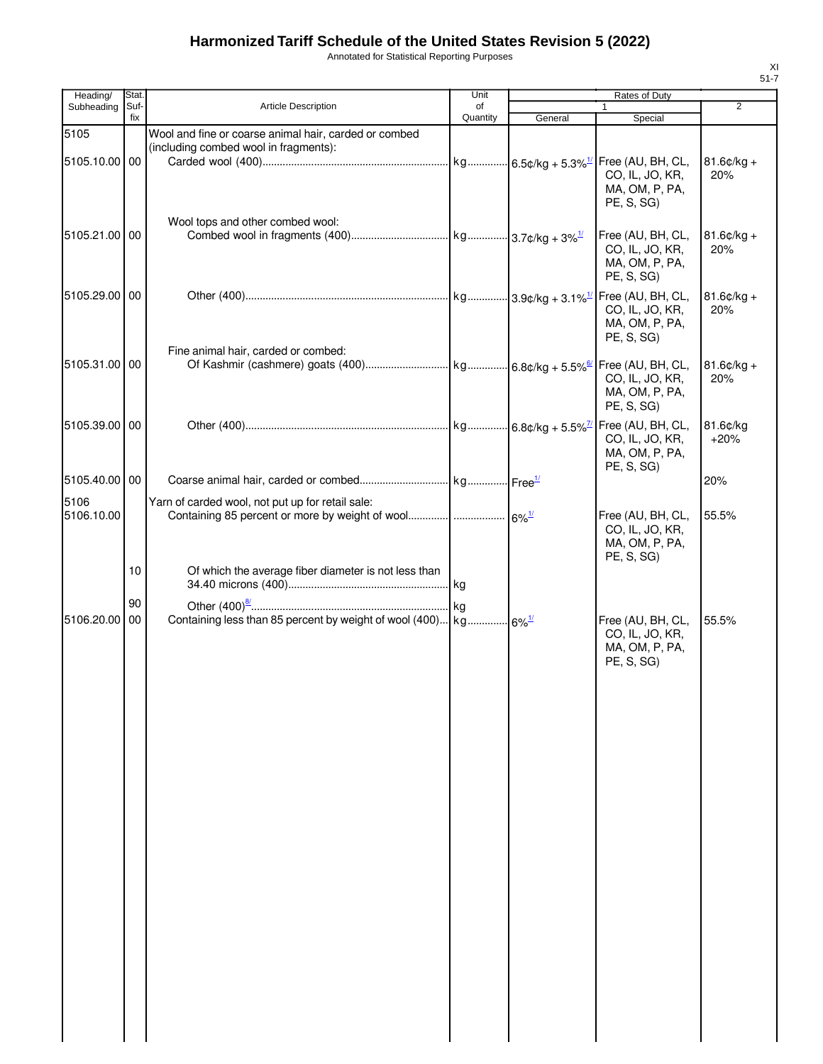# Harmonized Tariff Schedule of the United States Revision 5 (2022)

Annotated for Statistical Reporting Purposes

XI
51-7

| Heading/ Subheading | Stat. Suf- fix | Article Description | Unit of Quantity | Rates of Duty 1 General | Special | 2 |
|---|---|---|---|---|---|---|
| 5105 | | Wool and fine or coarse animal hair, carded or combed (including combed wool in fragments): | | | | |
| 5105.10.00 | 00 | Carded wool (400) | kg | 6.5¢/kg + 5.3%[1/] | Free (AU, BH, CL, CO, IL, JO, KR, MA, OM, P, PA, PE, S, SG) | 81.6¢/kg + 20% |
| | | Wool tops and other combed wool: | | | | |
| 5105.21.00 | 00 | Combed wool in fragments (400) | kg | 3.7¢/kg + 3%[1/] | Free (AU, BH, CL, CO, IL, JO, KR, MA, OM, P, PA, PE, S, SG) | 81.6¢/kg + 20% |
| 5105.29.00 | 00 | Other (400) | kg | 3.9¢/kg + 3.1%[1/] | Free (AU, BH, CL, CO, IL, JO, KR, MA, OM, P, PA, PE, S, SG) | 81.6¢/kg + 20% |
| | | Fine animal hair, carded or combed: | | | | |
| 5105.31.00 | 00 | Of Kashmir (cashmere) goats (400) | kg | 6.8¢/kg + 5.5%[6/] | Free (AU, BH, CL, CO, IL, JO, KR, MA, OM, P, PA, PE, S, SG) | 81.6¢/kg + 20% |
| 5105.39.00 | 00 | Other (400) | kg | 6.8¢/kg + 5.5%[7/] | Free (AU, BH, CL, CO, IL, JO, KR, MA, OM, P, PA, PE, S, SG) | 81.6¢/kg +20% |
| 5105.40.00 | 00 | Coarse animal hair, carded or combed | kg | Free[1/] | | 20% |
| 5106 | | Yarn of carded wool, not put up for retail sale: | | | | |
| 5106.10.00 | | Containing 85 percent or more by weight of wool | | 6%[1/] | Free (AU, BH, CL, CO, IL, JO, KR, MA, OM, P, PA, PE, S, SG) | 55.5% |
| | 10 | Of which the average fiber diameter is not less than 34.40 microns (400) | kg | | | |
| | 90 | Other (400)[8/] | kg | | | |
| 5106.20.00 | 00 | Containing less than 85 percent by weight of wool (400) | kg | 6%[1/] | Free (AU, BH, CL, CO, IL, JO, KR, MA, OM, P, PA, PE, S, SG) | 55.5% |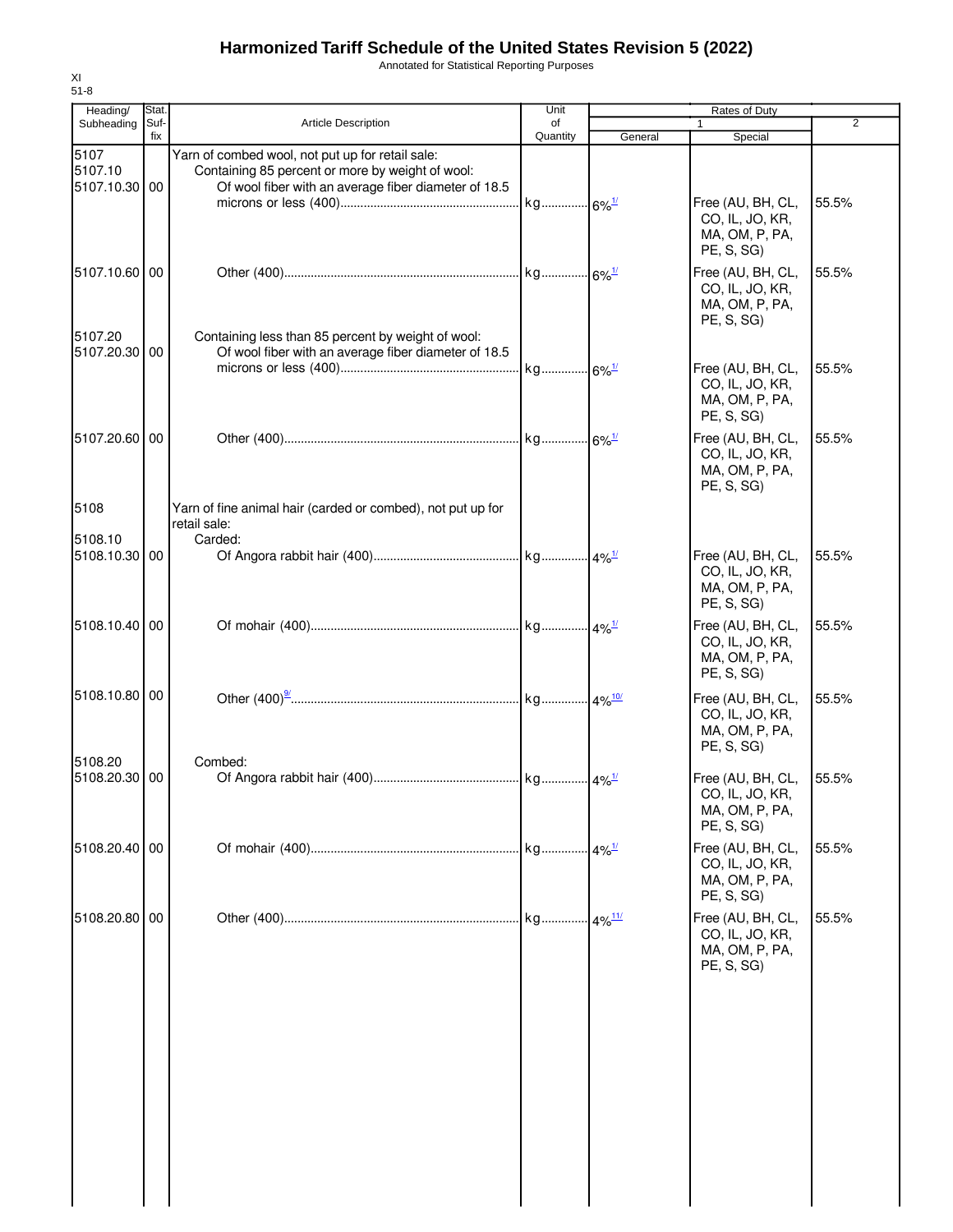# Harmonized Tariff Schedule of the United States Revision 5 (2022)

Annotated for Statistical Reporting Purposes

XI
51-8

| Heading/ Subheading | Stat. Suf- fix | Article Description | Unit of Quantity | Rates of Duty 1 General | Special | 2 |
|---|---|---|---|---|---|---|
| 5107 | | Yarn of combed wool, not put up for retail sale: | | | | |
| 5107.10 | | Containing 85 percent or more by weight of wool: | | | | |
| 5107.10.30 | 00 | Of wool fiber with an average fiber diameter of 18.5 microns or less (400) | kg | 6%[1/] | Free (AU, BH, CL, CO, IL, JO, KR, MA, OM, P, PA, PE, S, SG) | 55.5% |
| 5107.10.60 | 00 | Other (400) | kg | 6%[1/] | Free (AU, BH, CL, CO, IL, JO, KR, MA, OM, P, PA, PE, S, SG) | 55.5% |
| 5107.20 | | Containing less than 85 percent by weight of wool: | | | | |
| 5107.20.30 | 00 | Of wool fiber with an average fiber diameter of 18.5 microns or less (400) | kg | 6%[1/] | Free (AU, BH, CL, CO, IL, JO, KR, MA, OM, P, PA, PE, S, SG) | 55.5% |
| 5107.20.60 | 00 | Other (400) | kg | 6%[1/] | Free (AU, BH, CL, CO, IL, JO, KR, MA, OM, P, PA, PE, S, SG) | 55.5% |
| 5108 | | Yarn of fine animal hair (carded or combed), not put up for retail sale: | | | | |
| 5108.10 | | Carded: | | | | |
| 5108.10.30 | 00 | Of Angora rabbit hair (400) | kg | 4%[1/] | Free (AU, BH, CL, CO, IL, JO, KR, MA, OM, P, PA, PE, S, SG) | 55.5% |
| 5108.10.40 | 00 | Of mohair (400) | kg | 4%[1/] | Free (AU, BH, CL, CO, IL, JO, KR, MA, OM, P, PA, PE, S, SG) | 55.5% |
| 5108.10.80 | 00 | Other (400)[9/] | kg | 4%[10/] | Free (AU, BH, CL, CO, IL, JO, KR, MA, OM, P, PA, PE, S, SG) | 55.5% |
| 5108.20 | | Combed: | | | | |
| 5108.20.30 | 00 | Of Angora rabbit hair (400) | kg | 4%[1/] | Free (AU, BH, CL, CO, IL, JO, KR, MA, OM, P, PA, PE, S, SG) | 55.5% |
| 5108.20.40 | 00 | Of mohair (400) | kg | 4%[1/] | Free (AU, BH, CL, CO, IL, JO, KR, MA, OM, P, PA, PE, S, SG) | 55.5% |
| 5108.20.80 | 00 | Other (400) | kg | 4%[11/] | Free (AU, BH, CL, CO, IL, JO, KR, MA, OM, P, PA, PE, S, SG) | 55.5% |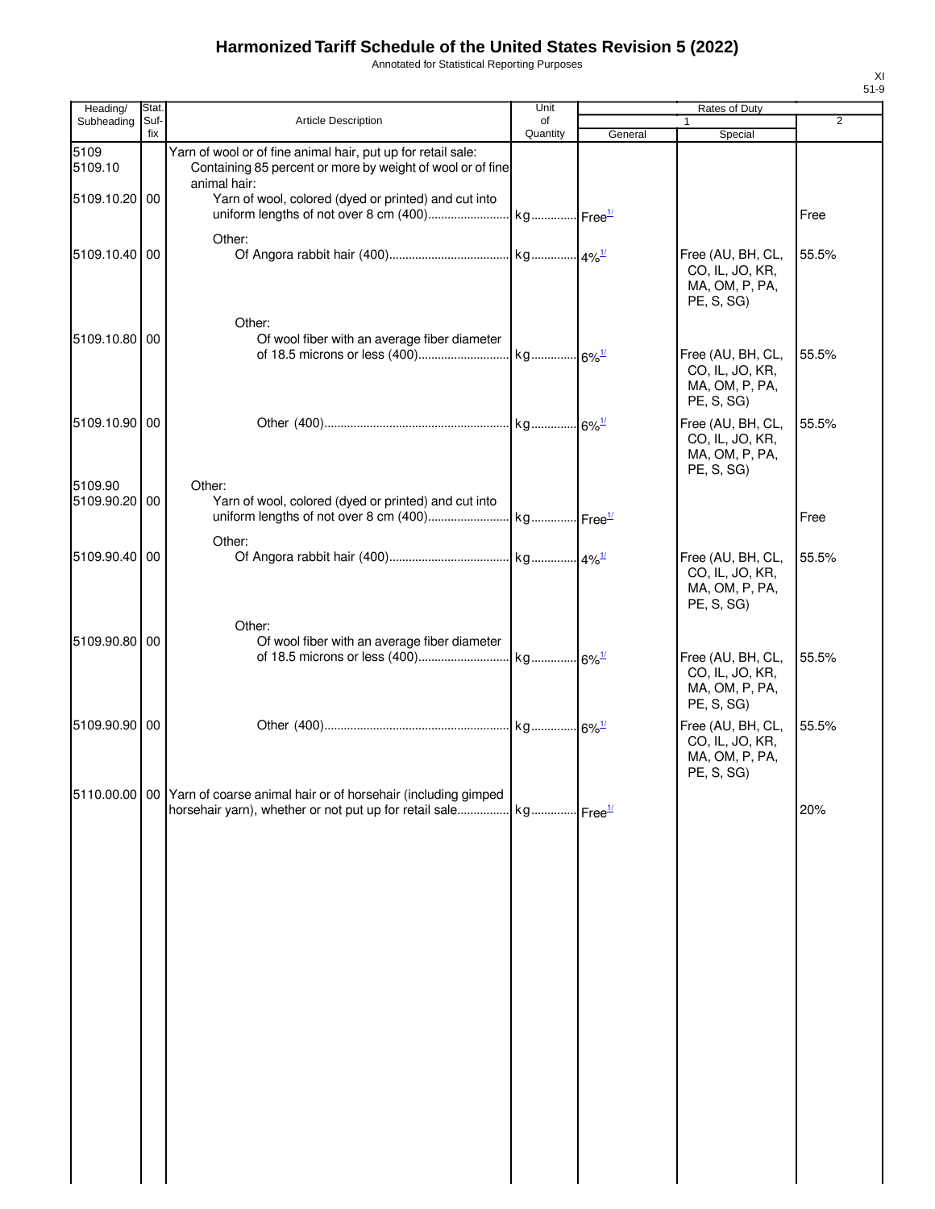# Harmonized Tariff Schedule of the United States Revision 5 (2022)

Annotated for Statistical Reporting Purposes

XI
51-9

| Heading/ Subheading | Stat. Suf- fix | Article Description | Unit of Quantity | Rates of Duty 1 General | Special | 2 |
|---|---|---|---|---|---|---|
| 5109 | | Yarn of wool or of fine animal hair, put up for retail sale: | | | | |
| 5109.10 | | Containing 85 percent or more by weight of wool or of fine animal hair: | | | | |
| 5109.10.20 | 00 | Yarn of wool, colored (dyed or printed) and cut into uniform lengths of not over 8 cm (400) | kg | Free[1/] | | Free |
| | | Other: | | | | |
| 5109.10.40 | 00 | Of Angora rabbit hair (400) | kg | 4%[1/] | Free (AU, BH, CL, CO, IL, JO, KR, MA, OM, P, PA, PE, S, SG) | 55.5% |
| | | Other: | | | | |
| 5109.10.80 | 00 | Of wool fiber with an average fiber diameter of 18.5 microns or less (400) | kg | 6%[1/] | Free (AU, BH, CL, CO, IL, JO, KR, MA, OM, P, PA, PE, S, SG) | 55.5% |
| 5109.10.90 | 00 | Other (400) | kg | 6%[1/] | Free (AU, BH, CL, CO, IL, JO, KR, MA, OM, P, PA, PE, S, SG) | 55.5% |
| 5109.90 | | Other: | | | | |
| 5109.90.20 | 00 | Yarn of wool, colored (dyed or printed) and cut into uniform lengths of not over 8 cm (400) | kg | Free[1/] | | Free |
| | | Other: | | | | |
| 5109.90.40 | 00 | Of Angora rabbit hair (400) | kg | 4%[1/] | Free (AU, BH, CL, CO, IL, JO, KR, MA, OM, P, PA, PE, S, SG) | 55.5% |
| | | Other: | | | | |
| 5109.90.80 | 00 | Of wool fiber with an average fiber diameter of 18.5 microns or less (400) | kg | 6%[1/] | Free (AU, BH, CL, CO, IL, JO, KR, MA, OM, P, PA, PE, S, SG) | 55.5% |
| 5109.90.90 | 00 | Other (400) | kg | 6%[1/] | Free (AU, BH, CL, CO, IL, JO, KR, MA, OM, P, PA, PE, S, SG) | 55.5% |
| 5110.00.00 | 00 | Yarn of coarse animal hair or of horsehair (including gimped horsehair yarn), whether or not put up for retail sale | kg | Free[1/] | | 20% |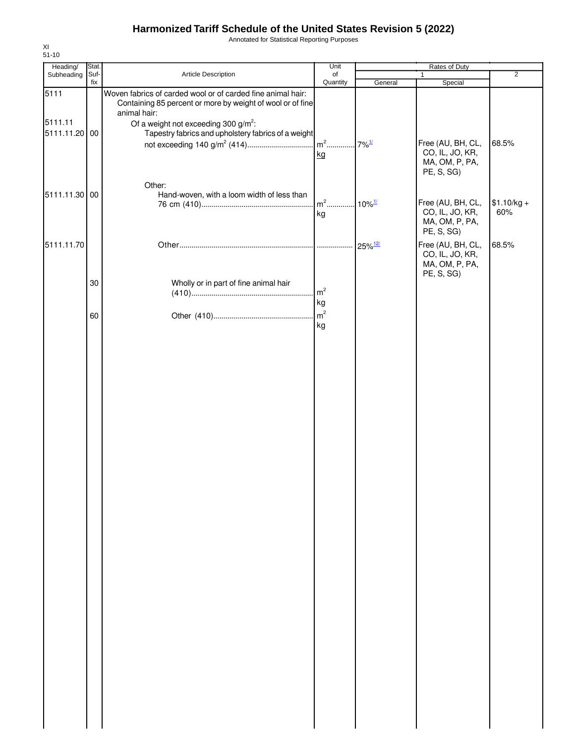# Harmonized Tariff Schedule of the United States Revision 5 (2022)

Annotated for Statistical Reporting Purposes

XI
51-10

| Heading/ Subheading | Stat. Suf- fix | Article Description | Unit of Quantity | Rates of Duty 1 General | Special | 2 |
|---|---|---|---|---|---|---|
| 5111 | | Woven fabrics of carded wool or of carded fine animal hair: | | | | |
| | | Containing 85 percent or more by weight of wool or of fine animal hair: | | | | |
| 5111.11 | | Of a weight not exceeding 300 g/m$^2$: | | | | |
| 5111.11.20 | 00 | Tapestry fabrics and upholstery fabrics of a weight not exceeding 140 g/m$^2$ (414) | m$^2$ kg | 7%[1/] | Free (AU, BH, CL, CO, IL, JO, KR, MA, OM, P, PA, PE, S, SG) | 68.5% |
| | | Other: | | | | |
| 5111.11.30 | 00 | Hand-woven, with a loom width of less than 76 cm (410) | m$^2$ kg | 10%[1/] | Free (AU, BH, CL, CO, IL, JO, KR, MA, OM, P, PA, PE, S, SG) | $1.10/kg + 60% |
| 5111.11.70 | | Other | | 25%[12/] | Free (AU, BH, CL, CO, IL, JO, KR, MA, OM, P, PA, PE, S, SG) | 68.5% |
| | 30 | Wholly or in part of fine animal hair (410) | m$^2$ kg | | | |
| | 60 | Other (410) | m$^2$ kg | | | |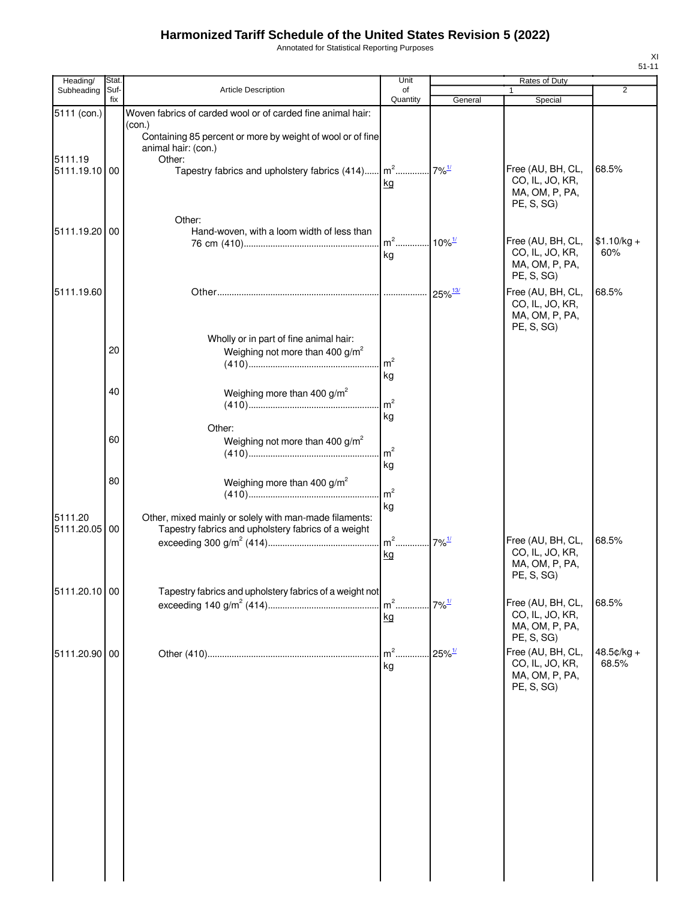# Harmonized Tariff Schedule of the United States Revision 5 (2022)

Annotated for Statistical Reporting Purposes

XI
51-11

| Heading/ Subheading | Stat. Suf- fix | Article Description | Unit of Quantity | Rates of Duty 1 General | Special | 2 |
|---|---|---|---|---|---|---|
| 5111 (con.) | | Woven fabrics of carded wool or of carded fine animal hair: (con.) | | | | |
| | | Containing 85 percent or more by weight of wool or of fine animal hair: (con.) | | | | |
| 5111.19 | | Other: | | | | |
| 5111.19.10 | 00 | Tapestry fabrics and upholstery fabrics (414) | $m^2$ kg | 7%[1/] | Free (AU, BH, CL, CO, IL, JO, KR, MA, OM, P, PA, PE, S, SG) | 68.5% |
| | | Other: | | | | |
| 5111.19.20 | 00 | Hand-woven, with a loom width of less than 76 cm (410) | $m^2$ kg | 10%[1/] | Free (AU, BH, CL, CO, IL, JO, KR, MA, OM, P, PA, PE, S, SG) | $1.10/kg + 60% |
| 5111.19.60 | | Other | | 25%[13/] | Free (AU, BH, CL, CO, IL, JO, KR, MA, OM, P, PA, PE, S, SG) | 68.5% |
| | | Wholly or in part of fine animal hair: | | | | |
| | 20 | Weighing not more than 400 g/$m^2$ (410) | $m^2$ kg | | | |
| | 40 | Weighing more than 400 g/$m^2$ (410) | $m^2$ kg | | | |
| | | Other: | | | | |
| | 60 | Weighing not more than 400 g/$m^2$ (410) | $m^2$ kg | | | |
| | 80 | Weighing more than 400 g/$m^2$ (410) | $m^2$ kg | | | |
| 5111.20 | | Other, mixed mainly or solely with man-made filaments: | | | | |
| 5111.20.05 | 00 | Tapestry fabrics and upholstery fabrics of a weight exceeding 300 g/$m^2$ (414) | $m^2$ kg | 7%[1/] | Free (AU, BH, CL, CO, IL, JO, KR, MA, OM, P, PA, PE, S, SG) | 68.5% |
| 5111.20.10 | 00 | Tapestry fabrics and upholstery fabrics of a weight not exceeding 140 g/$m^2$ (414) | $m^2$ kg | 7%[1/] | Free (AU, BH, CL, CO, IL, JO, KR, MA, OM, P, PA, PE, S, SG) | 68.5% |
| 5111.20.90 | 00 | Other (410) | $m^2$ kg | 25%[1/] | Free (AU, BH, CL, CO, IL, JO, KR, MA, OM, P, PA, PE, S, SG) | 48.5¢/kg + 68.5% |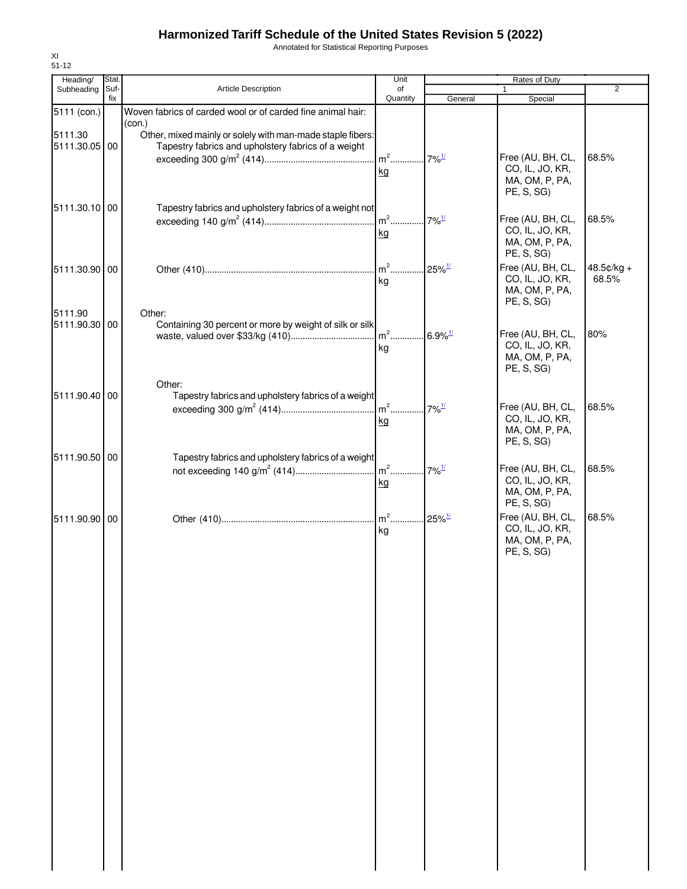# Harmonized Tariff Schedule of the United States Revision 5 (2022)

Annotated for Statistical Reporting Purposes

XI
51-12

| Heading/ Subheading | Stat. Suf-fix | Article Description | Unit of Quantity | Rates of Duty 1 General | Special | 2 |
|---|---|---|---|---|---|---|
| 5111 (con.) | | Woven fabrics of carded wool or of carded fine animal hair: (con.) | | | | |
| 5111.30 | | Other, mixed mainly or solely with man-made staple fibers: | | | | |
| 5111.30.05 | 00 | Tapestry fabrics and upholstery fabrics of a weight exceeding 300 g/m² (414) | m² kg | 7%[1/] | Free (AU, BH, CL, CO, IL, JO, KR, MA, OM, P, PA, PE, S, SG) | 68.5% |
| 5111.30.10 | 00 | Tapestry fabrics and upholstery fabrics of a weight not exceeding 140 g/m² (414) | m² kg | 7%[1/] | Free (AU, BH, CL, CO, IL, JO, KR, MA, OM, P, PA, PE, S, SG) | 68.5% |
| 5111.30.90 | 00 | Other (410) | m² kg | 25%[1/] | Free (AU, BH, CL, CO, IL, JO, KR, MA, OM, P, PA, PE, S, SG) | 48.5¢/kg + 68.5% |
| 5111.90 | | Other: | | | | |
| 5111.90.30 | 00 | Containing 30 percent or more by weight of silk or silk waste, valued over $33/kg (410) | m² kg | 6.9%[1/] | Free (AU, BH, CL, CO, IL, JO, KR, MA, OM, P, PA, PE, S, SG) | 80% |
| | | Other: | | | | |
| 5111.90.40 | 00 | Tapestry fabrics and upholstery fabrics of a weight exceeding 300 g/m² (414) | m² kg | 7%[1/] | Free (AU, BH, CL, CO, IL, JO, KR, MA, OM, P, PA, PE, S, SG) | 68.5% |
| 5111.90.50 | 00 | Tapestry fabrics and upholstery fabrics of a weight not exceeding 140 g/m² (414) | m² kg | 7%[1/] | Free (AU, BH, CL, CO, IL, JO, KR, MA, OM, P, PA, PE, S, SG) | 68.5% |
| 5111.90.90 | 00 | Other (410) | m² kg | 25%[1/] | Free (AU, BH, CL, CO, IL, JO, KR, MA, OM, P, PA, PE, S, SG) | 68.5% |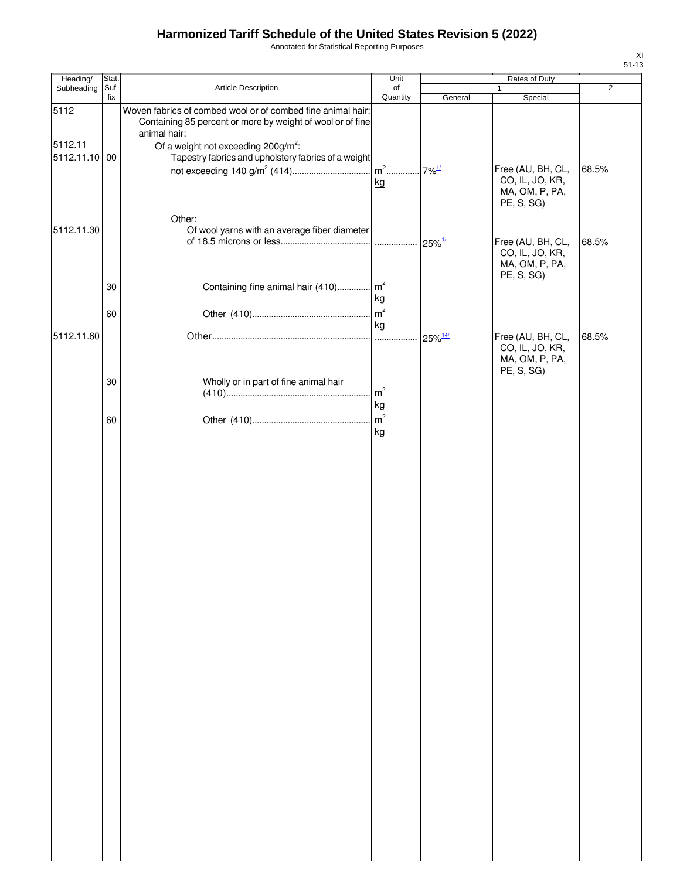# Harmonized Tariff Schedule of the United States Revision 5 (2022)

Annotated for Statistical Reporting Purposes

XI
51-13

| Heading/ Subheading | Stat. Suf- fix | Article Description | Unit of Quantity | Rates of Duty 1 General | Special | 2 |
|---|---|---|---|---|---|---|
| 5112 | | Woven fabrics of combed wool or of combed fine animal hair: | | | | |
| | | Containing 85 percent or more by weight of wool or of fine animal hair: | | | | |
| 5112.11 | | Of a weight not exceeding 200g/m$^2$: | | | | |
| 5112.11.10 | 00 | Tapestry fabrics and upholstery fabrics of a weight not exceeding 140 g/m$^2$ (414) | m$^2$ kg | 7%[1/] | Free (AU, BH, CL, CO, IL, JO, KR, MA, OM, P, PA, PE, S, SG) | 68.5% |
| | | Other: | | | | |
| 5112.11.30 | | Of wool yarns with an average fiber diameter of 18.5 microns or less | | 25%[1/] | Free (AU, BH, CL, CO, IL, JO, KR, MA, OM, P, PA, PE, S, SG) | 68.5% |
| | 30 | Containing fine animal hair (410) | m$^2$ kg | | | |
| | 60 | Other (410) | m$^2$ kg | | | |
| 5112.11.60 | | Other | | 25%[14/] | Free (AU, BH, CL, CO, IL, JO, KR, MA, OM, P, PA, PE, S, SG) | 68.5% |
| | 30 | Wholly or in part of fine animal hair (410) | m$^2$ kg | | | |
| | 60 | Other (410) | m$^2$ kg | | | |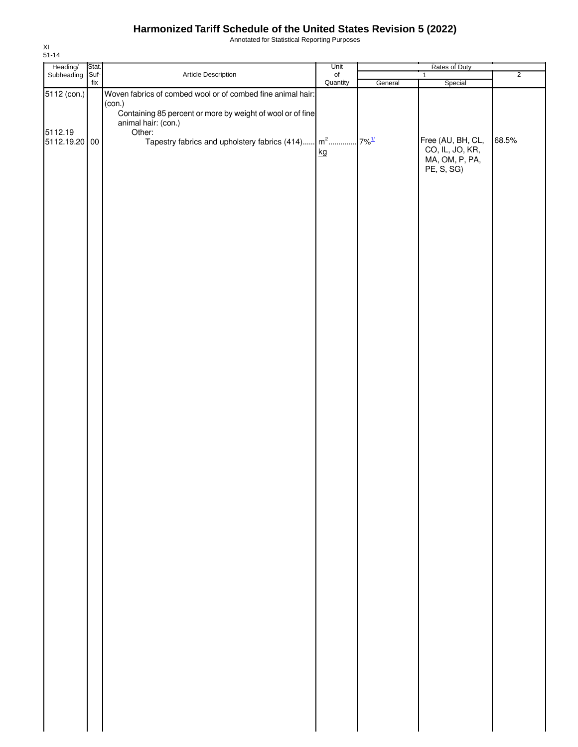# Harmonized Tariff Schedule of the United States Revision 5 (2022)

Annotated for Statistical Reporting Purposes

XI
51-14

| Heading/ Subheading | Stat. Suf- fix | Article Description | Unit of Quantity | Rates of Duty 1 General | Rates of Duty 1 Special | Rates of Duty 2 |
|---|---|---|---|---|---|---|
| 5112 (con.) | | Woven fabrics of combed wool or of combed fine animal hair: (con.) | | | | |
| | | Containing 85 percent or more by weight of wool or of fine animal hair: (con.) | | | | |
| 5112.19 | | Other: | | | | |
| 5112.19.20 | 00 | Tapestry fabrics and upholstery fabrics (414)...... | $m^2$ kg | 7%[1/] | Free (AU, BH, CL, CO, IL, JO, KR, MA, OM, P, PA, PE, S, SG) | 68.5% |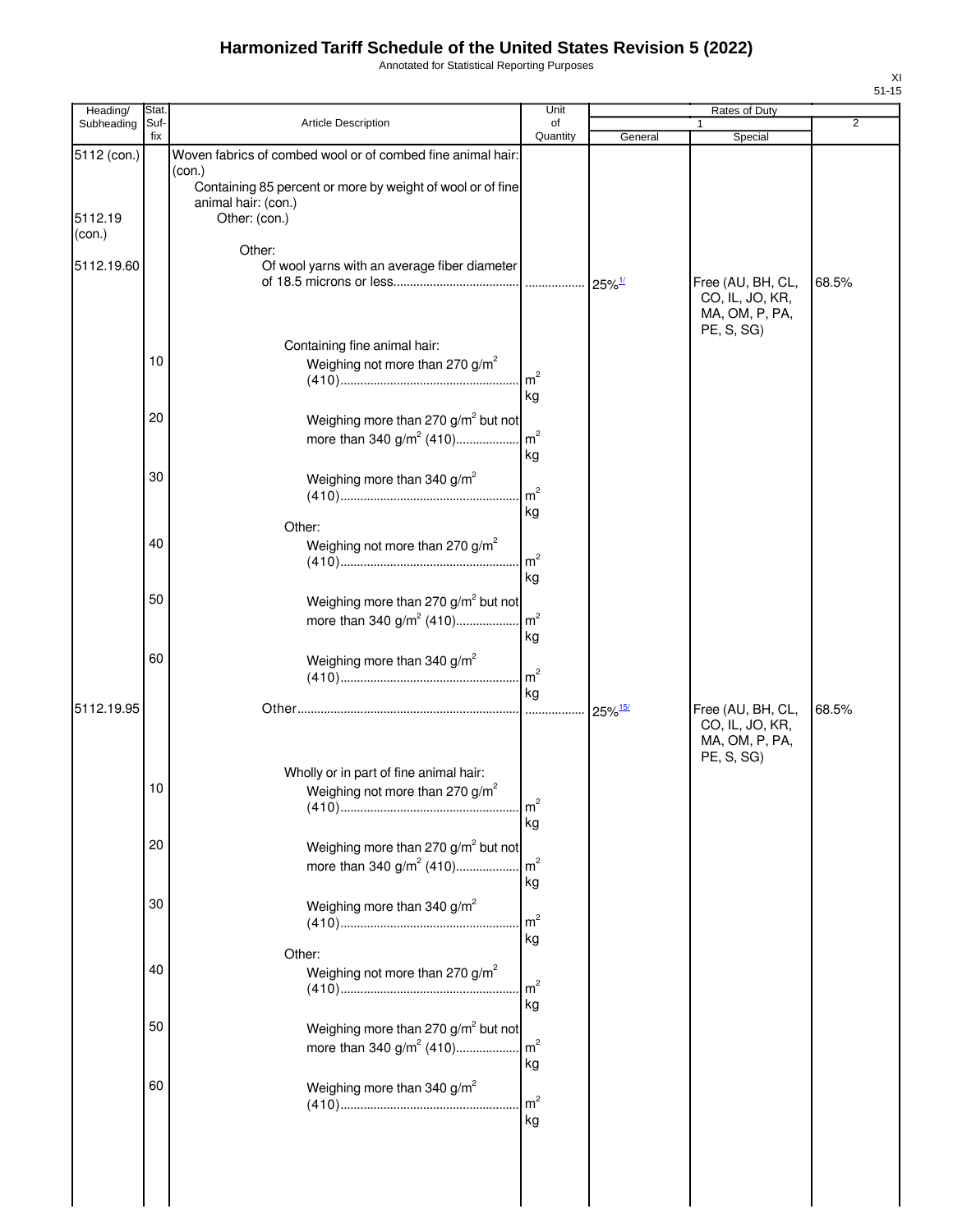# Harmonized Tariff Schedule of the United States Revision 5 (2022)

Annotated for Statistical Reporting Purposes

XI
51-15

| Heading/ Subheading | Stat. Suf- fix | Article Description | Unit of Quantity | Rates of Duty 1 General | Special | 2 |
|---|---|---|---|---|---|---|
| 5112 (con.) | | Woven fabrics of combed wool or of combed fine animal hair: (con.) | | | | |
| | | Containing 85 percent or more by weight of wool or of fine animal hair: (con.) | | | | |
| 5112.19 (con.) | | Other: (con.) | | | | |
| | | Other: | | | | |
| 5112.19.60 | | Of wool yarns with an average fiber diameter of 18.5 microns or less | ............... | 25%[1/] | Free (AU, BH, CL, CO, IL, JO, KR, MA, OM, P, PA, PE, S, SG) | 68.5% |
| | | Containing fine animal hair: | | | | |
| | 10 | Weighing not more than 270 g/m² (410) | m² kg | | | |
| | 20 | Weighing more than 270 g/m² but not more than 340 g/m² (410) | m² kg | | | |
| | 30 | Weighing more than 340 g/m² (410) | m² kg | | | |
| | | Other: | | | | |
| | 40 | Weighing not more than 270 g/m² (410) | m² kg | | | |
| | 50 | Weighing more than 270 g/m² but not more than 340 g/m² (410) | m² kg | | | |
| | 60 | Weighing more than 340 g/m² (410) | m² kg | | | |
| 5112.19.95 | | Other | ............... | 25%[15/] | Free (AU, BH, CL, CO, IL, JO, KR, MA, OM, P, PA, PE, S, SG) | 68.5% |
| | | Wholly or in part of fine animal hair: | | | | |
| | 10 | Weighing not more than 270 g/m² (410) | m² kg | | | |
| | 20 | Weighing more than 270 g/m² but not more than 340 g/m² (410) | m² kg | | | |
| | 30 | Weighing more than 340 g/m² (410) | m² kg | | | |
| | | Other: | | | | |
| | 40 | Weighing not more than 270 g/m² (410) | m² kg | | | |
| | 50 | Weighing more than 270 g/m² but not more than 340 g/m² (410) | m² kg | | | |
| | 60 | Weighing more than 340 g/m² (410) | m² kg | | | |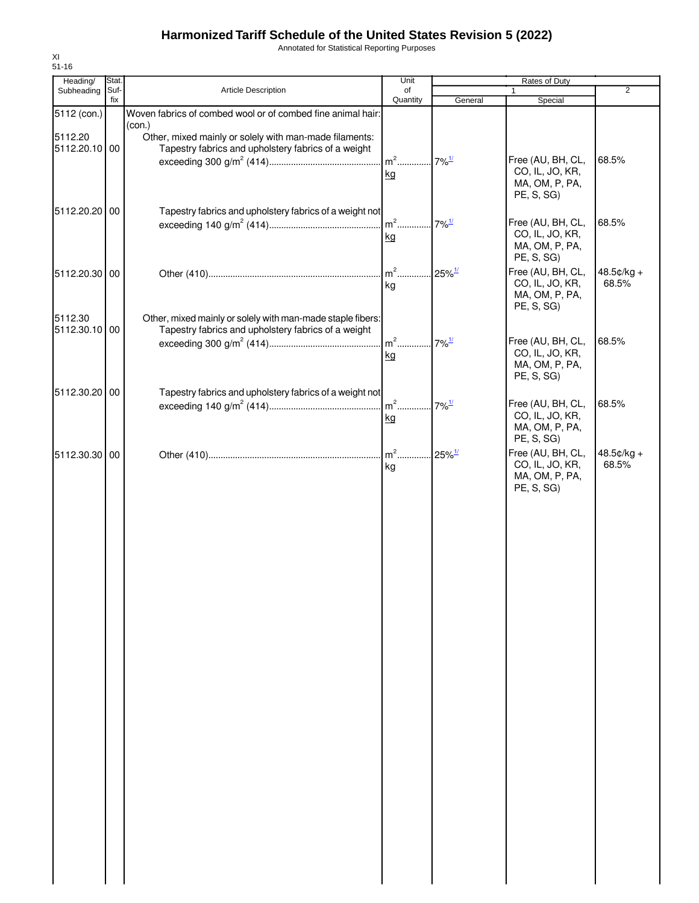# Harmonized Tariff Schedule of the United States Revision 5 (2022)

Annotated for Statistical Reporting Purposes

XI
51-16

| Heading/ Subheading | Stat. Suf- fix | Article Description | Unit of Quantity | Rates of Duty | | |
|---|---|---|---|---|---|---|
| | | | | 1 | | 2 |
| | | | | General | Special | |
| 5112 (con.) | | Woven fabrics of combed wool or of combed fine animal hair: (con.) | | | | |
| 5112.20 | | Other, mixed mainly or solely with man-made filaments: | | | | |
| 5112.20.10 | 00 | Tapestry fabrics and upholstery fabrics of a weight exceeding 300 g/m$^2$ (414) | m$^2$ kg | 7%[1/] | Free (AU, BH, CL, CO, IL, JO, KR, MA, OM, P, PA, PE, S, SG) | 68.5% |
| 5112.20.20 | 00 | Tapestry fabrics and upholstery fabrics of a weight not exceeding 140 g/m$^2$ (414) | m$^2$ kg | 7%[1/] | Free (AU, BH, CL, CO, IL, JO, KR, MA, OM, P, PA, PE, S, SG) | 68.5% |
| 5112.20.30 | 00 | Other (410) | m$^2$ kg | 25%[1/] | Free (AU, BH, CL, CO, IL, JO, KR, MA, OM, P, PA, PE, S, SG) | 48.5¢/kg + 68.5% |
| 5112.30 | | Other, mixed mainly or solely with man-made staple fibers: | | | | |
| 5112.30.10 | 00 | Tapestry fabrics and upholstery fabrics of a weight exceeding 300 g/m$^2$ (414) | m$^2$ kg | 7%[1/] | Free (AU, BH, CL, CO, IL, JO, KR, MA, OM, P, PA, PE, S, SG) | 68.5% |
| 5112.30.20 | 00 | Tapestry fabrics and upholstery fabrics of a weight not exceeding 140 g/m$^2$ (414) | m$^2$ kg | 7%[1/] | Free (AU, BH, CL, CO, IL, JO, KR, MA, OM, P, PA, PE, S, SG) | 68.5% |
| 5112.30.30 | 00 | Other (410) | m$^2$ kg | 25%[1/] | Free (AU, BH, CL, CO, IL, JO, KR, MA, OM, P, PA, PE, S, SG) | 48.5¢/kg + 68.5% |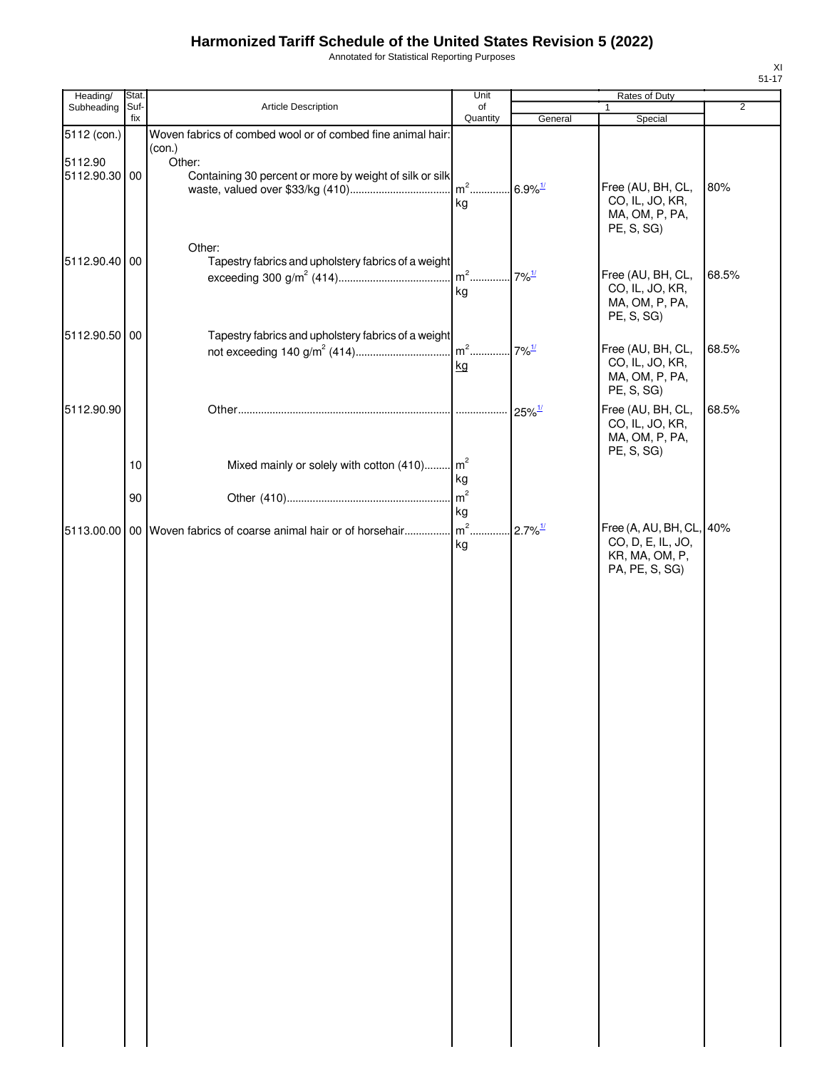# Harmonized Tariff Schedule of the United States Revision 5 (2022)

Annotated for Statistical Reporting Purposes

| Heading/ Subheading | Stat. Suf-fix | Article Description | Unit of Quantity | Rates of Duty 1 General | Rates of Duty 1 Special | Rates of Duty 2 |
|---|---|---|---|---|---|---|
| 5112 (con.) | | Woven fabrics of combed wool or of combed fine animal hair: (con.) | | | | |
| 5112.90 | | Other: | | | | |
| 5112.90.30 | 00 | Containing 30 percent or more by weight of silk or silk waste, valued over $33/kg (410) | $m^2$ kg | 6.9%[1/] | Free (AU, BH, CL, CO, IL, JO, KR, MA, OM, P, PA, PE, S, SG) | 80% |
| | | Other: | | | | |
| 5112.90.40 | 00 | Tapestry fabrics and upholstery fabrics of a weight exceeding 300 $g/m^2$ (414) | $m^2$ kg | 7%[1/] | Free (AU, BH, CL, CO, IL, JO, KR, MA, OM, P, PA, PE, S, SG) | 68.5% |
| 5112.90.50 | 00 | Tapestry fabrics and upholstery fabrics of a weight not exceeding 140 $g/m^2$ (414) | $m^2$ kg | 7%[1/] | Free (AU, BH, CL, CO, IL, JO, KR, MA, OM, P, PA, PE, S, SG) | 68.5% |
| 5112.90.90 | | Other | | 25%[1/] | Free (AU, BH, CL, CO, IL, JO, KR, MA, OM, P, PA, PE, S, SG) | 68.5% |
| | 10 | Mixed mainly or solely with cotton (410) | $m^2$ kg | | | |
| | 90 | Other (410) | $m^2$ kg | | | |
| 5113.00.00 | 00 | Woven fabrics of coarse animal hair or of horsehair | $m^2$ kg | 2.7%[1/] | Free (A, AU, BH, CL, CO, D, E, IL, JO, KR, MA, OM, P, PA, PE, S, SG) | 40% |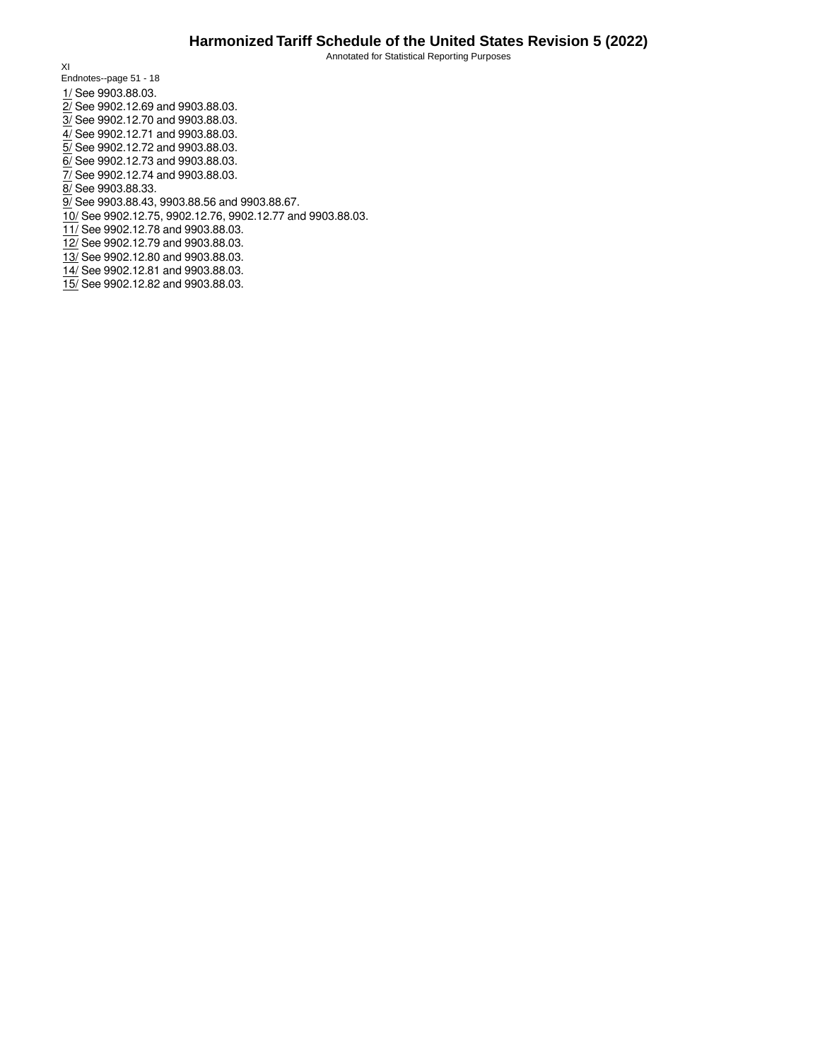XI

Endnotes--page 51 - 18

1/ See 9903.88.03.

2/ See 9902.12.69 and 9903.88.03.

3/ See 9902.12.70 and 9903.88.03.

4/ See 9902.12.71 and 9903.88.03.

5/ See 9902.12.72 and 9903.88.03.

6/ See 9902.12.73 and 9903.88.03.

7/ See 9902.12.74 and 9903.88.03.

8/ See 9903.88.33.

9/ See 9903.88.43, 9903.88.56 and 9903.88.67.

10/ See 9902.12.75, 9902.12.76, 9902.12.77 and 9903.88.03.

11/ See 9902.12.78 and 9903.88.03.

12/ See 9902.12.79 and 9903.88.03.

13/ See 9902.12.80 and 9903.88.03.

14/ See 9902.12.81 and 9903.88.03.

15/ See 9902.12.82 and 9903.88.03.